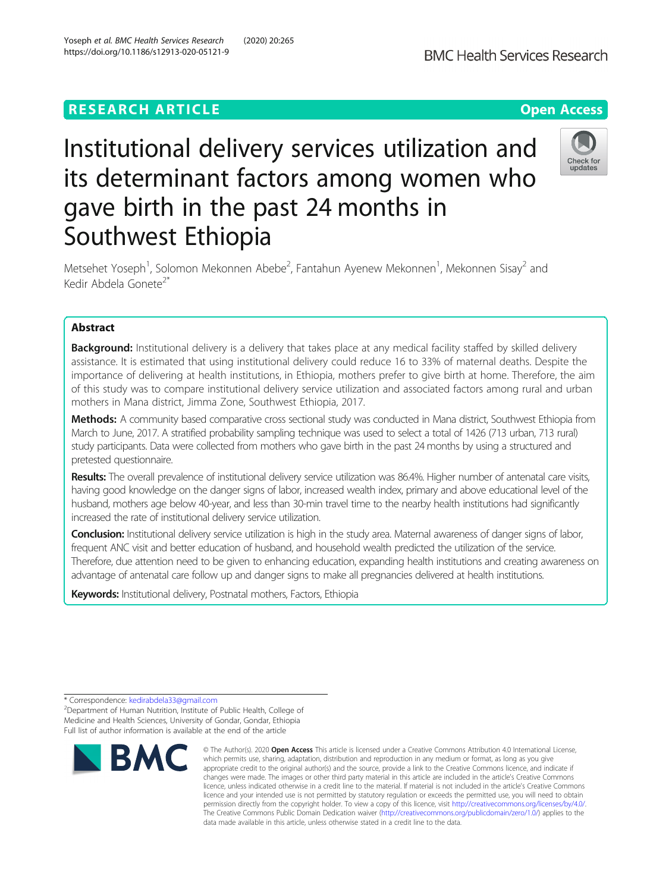RESEARCH ARTICLE

Open Access

# Institutional delivery services utilization and its determinant factors among women who gave birth in the past 24 months in Southwest Ethiopia

Metsehet Yoseph[1], Solomon Mekonnen Abebe[2], Fantahun Ayenew Mekonnen[1], Mekonnen Sisay[2] and Kedir Abdela Gonete[2*]

## Abstract

**Background:** Institutional delivery is a delivery that takes place at any medical facility staffed by skilled delivery assistance. It is estimated that using institutional delivery could reduce 16 to 33% of maternal deaths. Despite the importance of delivering at health institutions, in Ethiopia, mothers prefer to give birth at home. Therefore, the aim of this study was to compare institutional delivery service utilization and associated factors among rural and urban mothers in Mana district, Jimma Zone, Southwest Ethiopia, 2017.

**Methods:** A community based comparative cross sectional study was conducted in Mana district, Southwest Ethiopia from March to June, 2017. A stratified probability sampling technique was used to select a total of 1426 (713 urban, 713 rural) study participants. Data were collected from mothers who gave birth in the past 24 months by using a structured and pretested questionnaire.

**Results:** The overall prevalence of institutional delivery service utilization was 86.4%. Higher number of antenatal care visits, having good knowledge on the danger signs of labor, increased wealth index, primary and above educational level of the husband, mothers age below 40-year, and less than 30-min travel time to the nearby health institutions had significantly increased the rate of institutional delivery service utilization.

**Conclusion:** Institutional delivery service utilization is high in the study area. Maternal awareness of danger signs of labor, frequent ANC visit and better education of husband, and household wealth predicted the utilization of the service. Therefore, due attention need to be given to enhancing education, expanding health institutions and creating awareness on advantage of antenatal care follow up and danger signs to make all pregnancies delivered at health institutions.

**Keywords:** Institutional delivery, Postnatal mothers, Factors, Ethiopia

\* Correspondence: kedirabdela33@gmail.com
[2]Department of Human Nutrition, Institute of Public Health, College of Medicine and Health Sciences, University of Gondar, Gondar, Ethiopia
Full list of author information is available at the end of the article

© The Author(s). 2020 **Open Access** This article is licensed under a Creative Commons Attribution 4.0 International License, which permits use, sharing, adaptation, distribution and reproduction in any medium or format, as long as you give appropriate credit to the original author(s) and the source, provide a link to the Creative Commons licence, and indicate if changes were made. The images or other third party material in this article are included in the article's Creative Commons licence, unless indicated otherwise in a credit line to the material. If material is not included in the article's Creative Commons licence and your intended use is not permitted by statutory regulation or exceeds the permitted use, you will need to obtain permission directly from the copyright holder. To view a copy of this licence, visit http://creativecommons.org/licenses/by/4.0/. The Creative Commons Public Domain Dedication waiver (http://creativecommons.org/publicdomain/zero/1.0/) applies to the data made available in this article, unless otherwise stated in a credit line to the data.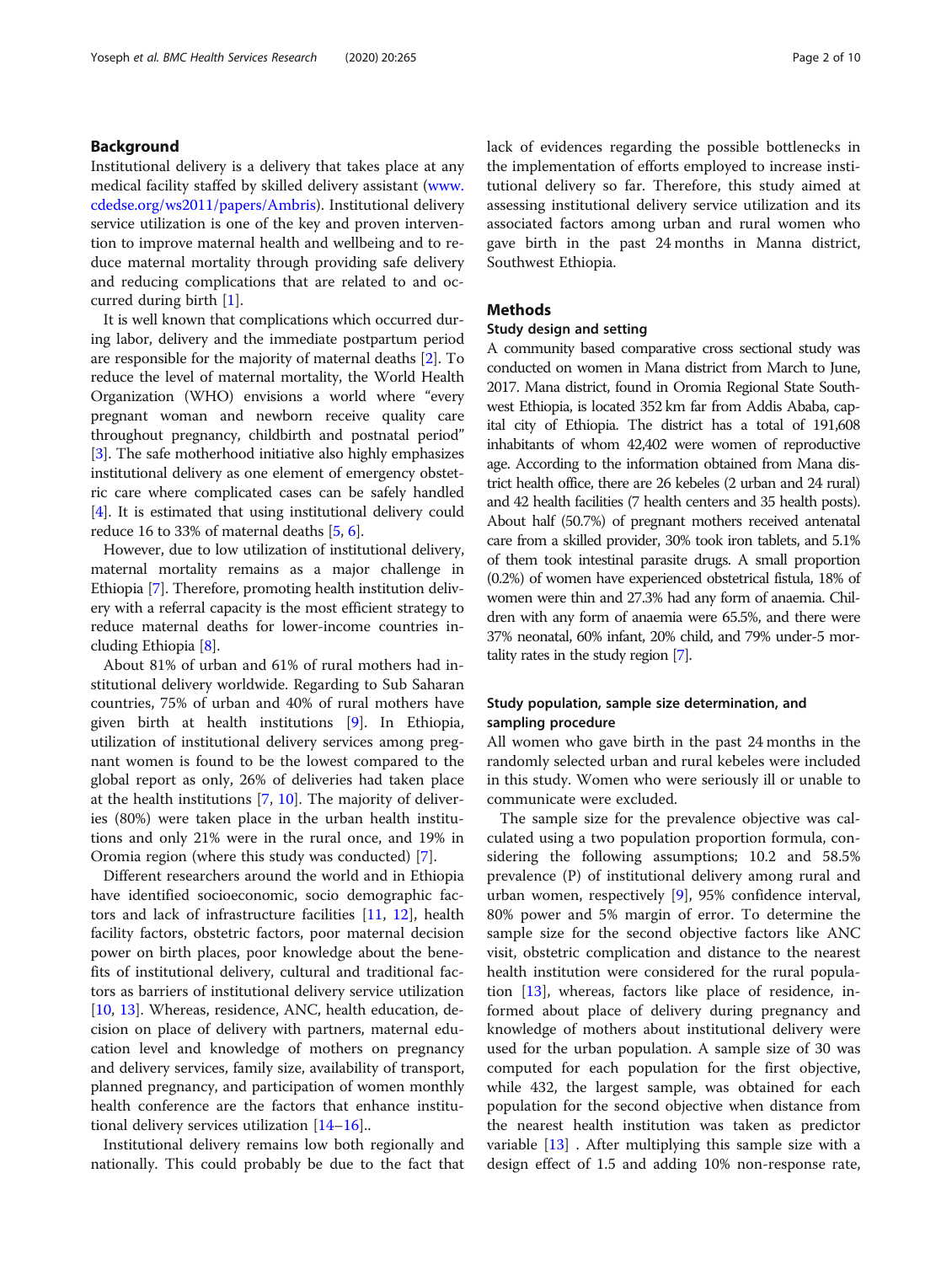## Background

Institutional delivery is a delivery that takes place at any medical facility staffed by skilled delivery assistant (www.cdedse.org/ws2011/papers/Ambris). Institutional delivery service utilization is one of the key and proven intervention to improve maternal health and wellbeing and to reduce maternal mortality through providing safe delivery and reducing complications that are related to and occurred during birth [1].

It is well known that complications which occurred during labor, delivery and the immediate postpartum period are responsible for the majority of maternal deaths [2]. To reduce the level of maternal mortality, the World Health Organization (WHO) envisions a world where "every pregnant woman and newborn receive quality care throughout pregnancy, childbirth and postnatal period" [3]. The safe motherhood initiative also highly emphasizes institutional delivery as one element of emergency obstetric care where complicated cases can be safely handled [4]. It is estimated that using institutional delivery could reduce 16 to 33% of maternal deaths [5, 6].

However, due to low utilization of institutional delivery, maternal mortality remains as a major challenge in Ethiopia [7]. Therefore, promoting health institution delivery with a referral capacity is the most efficient strategy to reduce maternal deaths for lower-income countries including Ethiopia [8].

About 81% of urban and 61% of rural mothers had institutional delivery worldwide. Regarding to Sub Saharan countries, 75% of urban and 40% of rural mothers have given birth at health institutions [9]. In Ethiopia, utilization of institutional delivery services among pregnant women is found to be the lowest compared to the global report as only, 26% of deliveries had taken place at the health institutions [7, 10]. The majority of deliveries (80%) were taken place in the urban health institutions and only 21% were in the rural once, and 19% in Oromia region (where this study was conducted) [7].

Different researchers around the world and in Ethiopia have identified socioeconomic, socio demographic factors and lack of infrastructure facilities [11, 12], health facility factors, obstetric factors, poor maternal decision power on birth places, poor knowledge about the benefits of institutional delivery, cultural and traditional factors as barriers of institutional delivery service utilization [10, 13]. Whereas, residence, ANC, health education, decision on place of delivery with partners, maternal education level and knowledge of mothers on pregnancy and delivery services, family size, availability of transport, planned pregnancy, and participation of women monthly health conference are the factors that enhance institutional delivery services utilization [14–16]..

Institutional delivery remains low both regionally and nationally. This could probably be due to the fact that lack of evidences regarding the possible bottlenecks in the implementation of efforts employed to increase institutional delivery so far. Therefore, this study aimed at assessing institutional delivery service utilization and its associated factors among urban and rural women who gave birth in the past 24 months in Manna district, Southwest Ethiopia.

## Methods

### Study design and setting

A community based comparative cross sectional study was conducted on women in Mana district from March to June, 2017. Mana district, found in Oromia Regional State Southwest Ethiopia, is located 352 km far from Addis Ababa, capital city of Ethiopia. The district has a total of 191,608 inhabitants of whom 42,402 were women of reproductive age. According to the information obtained from Mana district health office, there are 26 kebeles (2 urban and 24 rural) and 42 health facilities (7 health centers and 35 health posts). About half (50.7%) of pregnant mothers received antenatal care from a skilled provider, 30% took iron tablets, and 5.1% of them took intestinal parasite drugs. A small proportion (0.2%) of women have experienced obstetrical fistula, 18% of women were thin and 27.3% had any form of anaemia. Children with any form of anaemia were 65.5%, and there were 37% neonatal, 60% infant, 20% child, and 79% under-5 mortality rates in the study region [7].

### Study population, sample size determination, and sampling procedure

All women who gave birth in the past 24 months in the randomly selected urban and rural kebeles were included in this study. Women who were seriously ill or unable to communicate were excluded.

The sample size for the prevalence objective was calculated using a two population proportion formula, considering the following assumptions; 10.2 and 58.5% prevalence (P) of institutional delivery among rural and urban women, respectively [9], 95% confidence interval, 80% power and 5% margin of error. To determine the sample size for the second objective factors like ANC visit, obstetric complication and distance to the nearest health institution were considered for the rural population [13], whereas, factors like place of residence, informed about place of delivery during pregnancy and knowledge of mothers about institutional delivery were used for the urban population. A sample size of 30 was computed for each population for the first objective, while 432, the largest sample, was obtained for each population for the second objective when distance from the nearest health institution was taken as predictor variable [13] . After multiplying this sample size with a design effect of 1.5 and adding 10% non-response rate,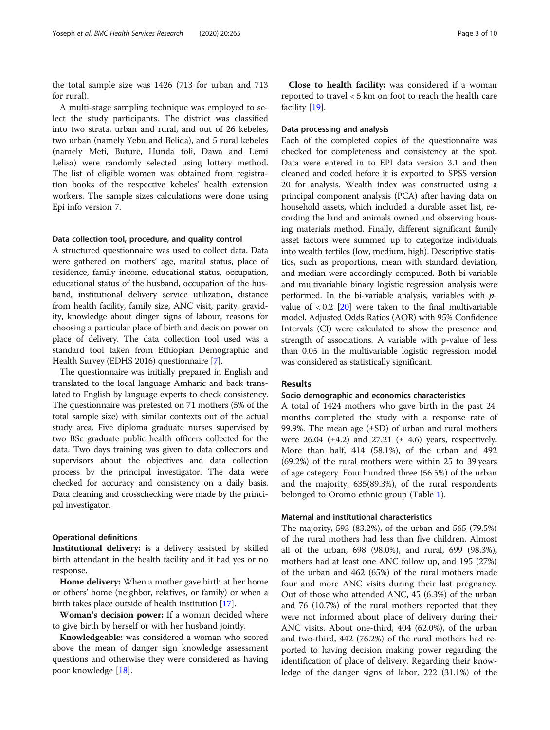the total sample size was 1426 (713 for urban and 713 for rural).

A multi-stage sampling technique was employed to select the study participants. The district was classified into two strata, urban and rural, and out of 26 kebeles, two urban (namely Yebu and Belida), and 5 rural kebeles (namely Meti, Buture, Hunda toli, Dawa and Lemi Lelisa) were randomly selected using lottery method. The list of eligible women was obtained from registration books of the respective kebeles' health extension workers. The sample sizes calculations were done using Epi info version 7.

### Data collection tool, procedure, and quality control

A structured questionnaire was used to collect data. Data were gathered on mothers' age, marital status, place of residence, family income, educational status, occupation, educational status of the husband, occupation of the husband, institutional delivery service utilization, distance from health facility, family size, ANC visit, parity, gravidity, knowledge about dinger signs of labour, reasons for choosing a particular place of birth and decision power on place of delivery. The data collection tool used was a standard tool taken from Ethiopian Demographic and Health Survey (EDHS 2016) questionnaire [7].

The questionnaire was initially prepared in English and translated to the local language Amharic and back translated to English by language experts to check consistency. The questionnaire was pretested on 71 mothers (5% of the total sample size) with similar contexts out of the actual study area. Five diploma graduate nurses supervised by two BSc graduate public health officers collected for the data. Two days training was given to data collectors and supervisors about the objectives and data collection process by the principal investigator. The data were checked for accuracy and consistency on a daily basis. Data cleaning and crosschecking were made by the principal investigator.

### Operational definitions

**Institutional delivery:** is a delivery assisted by skilled birth attendant in the health facility and it had yes or no response.

**Home delivery:** When a mother gave birth at her home or others' home (neighbor, relatives, or family) or when a birth takes place outside of health institution [17].

**Woman's decision power:** If a woman decided where to give birth by herself or with her husband jointly.

**Knowledgeable:** was considered a woman who scored above the mean of danger sign knowledge assessment questions and otherwise they were considered as having poor knowledge [18].

**Close to health facility:** was considered if a woman reported to travel < 5 km on foot to reach the health care facility [19].

### Data processing and analysis

Each of the completed copies of the questionnaire was checked for completeness and consistency at the spot. Data were entered in to EPI data version 3.1 and then cleaned and coded before it is exported to SPSS version 20 for analysis. Wealth index was constructed using a principal component analysis (PCA) after having data on household assets, which included a durable asset list, recording the land and animals owned and observing housing materials method. Finally, different significant family asset factors were summed up to categorize individuals into wealth tertiles (low, medium, high). Descriptive statistics, such as proportions, mean with standard deviation, and median were accordingly computed. Both bi-variable and multivariable binary logistic regression analysis were performed. In the bi-variable analysis, variables with $p$-value of $< 0.2$ [20] were taken to the final multivariable model. Adjusted Odds Ratios (AOR) with 95% Confidence Intervals (CI) were calculated to show the presence and strength of associations. A variable with p-value of less than 0.05 in the multivariable logistic regression model was considered as statistically significant.

## Results

### Socio demographic and economics characteristics

A total of 1424 mothers who gave birth in the past 24 months completed the study with a response rate of 99.9%. The mean age (±SD) of urban and rural mothers were 26.04 (±4.2) and 27.21 (± 4.6) years, respectively. More than half, 414 (58.1%), of the urban and 492 (69.2%) of the rural mothers were within 25 to 39 years of age category. Four hundred three (56.5%) of the urban and the majority, 635(89.3%), of the rural respondents belonged to Oromo ethnic group (Table 1).

### Maternal and institutional characteristics

The majority, 593 (83.2%), of the urban and 565 (79.5%) of the rural mothers had less than five children. Almost all of the urban, 698 (98.0%), and rural, 699 (98.3%), mothers had at least one ANC follow up, and 195 (27%) of the urban and 462 (65%) of the rural mothers made four and more ANC visits during their last pregnancy. Out of those who attended ANC, 45 (6.3%) of the urban and 76 (10.7%) of the rural mothers reported that they were not informed about place of delivery during their ANC visits. About one-third, 404 (62.0%), of the urban and two-third, 442 (76.2%) of the rural mothers had reported to having decision making power regarding the identification of place of delivery. Regarding their knowledge of the danger signs of labor, 222 (31.1%) of the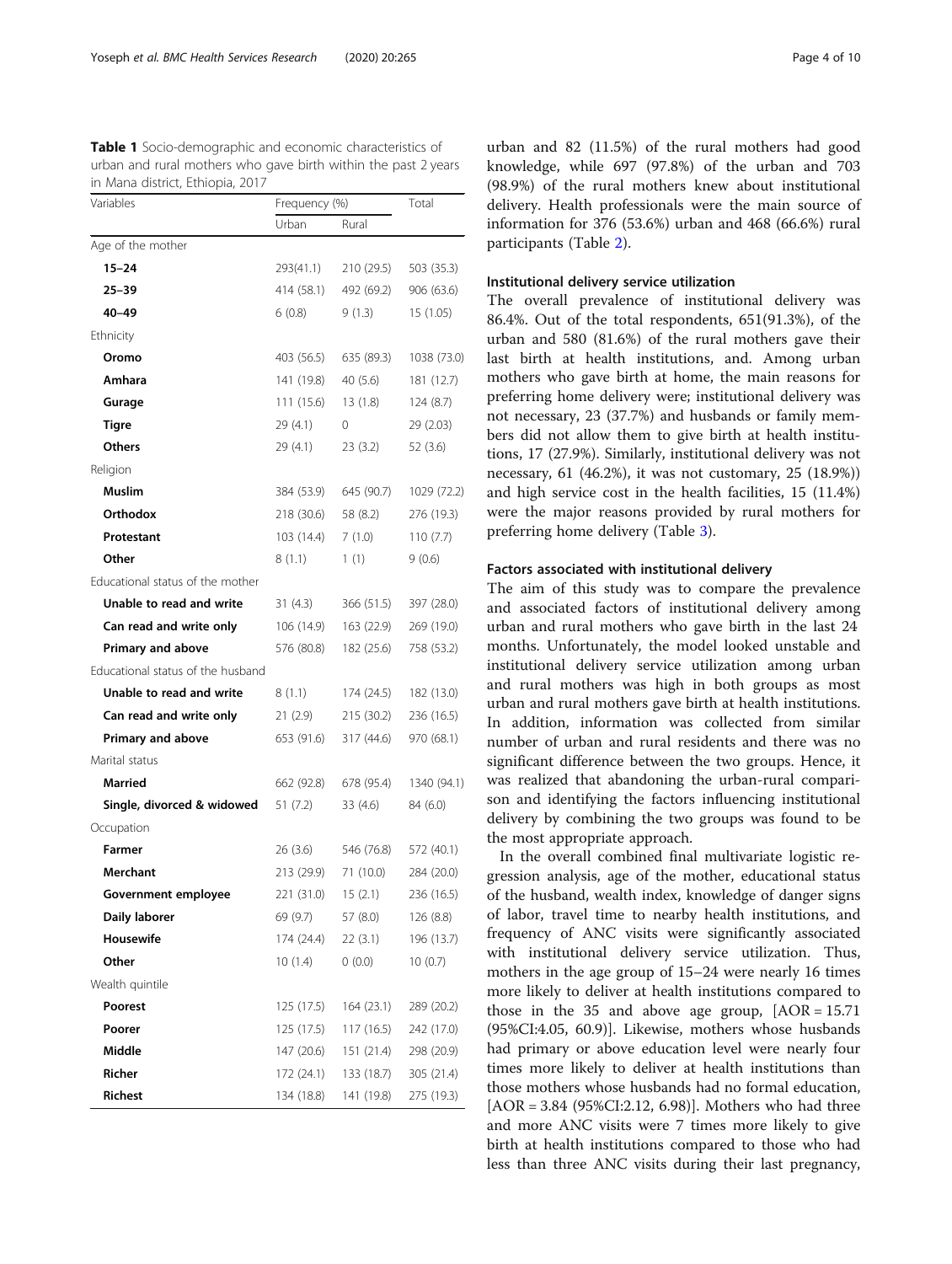**Table 1** Socio-demographic and economic characteristics of urban and rural mothers who gave birth within the past 2 years in Mana district, Ethiopia, 2017

| Variables | Frequency (%) | | Total |
|---|---|---|---|
| | Urban | Rural | |
| Age of the mother | | | |
| **15–24** | 293(41.1) | 210 (29.5) | 503 (35.3) |
| **25–39** | 414 (58.1) | 492 (69.2) | 906 (63.6) |
| **40–49** | 6 (0.8) | 9 (1.3) | 15 (1.05) |
| Ethnicity | | | |
| **Oromo** | 403 (56.5) | 635 (89.3) | 1038 (73.0) |
| **Amhara** | 141 (19.8) | 40 (5.6) | 181 (12.7) |
| **Gurage** | 111 (15.6) | 13 (1.8) | 124 (8.7) |
| **Tigre** | 29 (4.1) | 0 | 29 (2.03) |
| **Others** | 29 (4.1) | 23 (3.2) | 52 (3.6) |
| Religion | | | |
| **Muslim** | 384 (53.9) | 645 (90.7) | 1029 (72.2) |
| **Orthodox** | 218 (30.6) | 58 (8.2) | 276 (19.3) |
| **Protestant** | 103 (14.4) | 7 (1.0) | 110 (7.7) |
| **Other** | 8 (1.1) | 1 (1) | 9 (0.6) |
| Educational status of the mother | | | |
| **Unable to read and write** | 31 (4.3) | 366 (51.5) | 397 (28.0) |
| **Can read and write only** | 106 (14.9) | 163 (22.9) | 269 (19.0) |
| **Primary and above** | 576 (80.8) | 182 (25.6) | 758 (53.2) |
| Educational status of the husband | | | |
| **Unable to read and write** | 8 (1.1) | 174 (24.5) | 182 (13.0) |
| **Can read and write only** | 21 (2.9) | 215 (30.2) | 236 (16.5) |
| **Primary and above** | 653 (91.6) | 317 (44.6) | 970 (68.1) |
| Marital status | | | |
| **Married** | 662 (92.8) | 678 (95.4) | 1340 (94.1) |
| **Single, divorced & widowed** | 51 (7.2) | 33 (4.6) | 84 (6.0) |
| Occupation | | | |
| **Farmer** | 26 (3.6) | 546 (76.8) | 572 (40.1) |
| **Merchant** | 213 (29.9) | 71 (10.0) | 284 (20.0) |
| **Government employee** | 221 (31.0) | 15 (2.1) | 236 (16.5) |
| **Daily laborer** | 69 (9.7) | 57 (8.0) | 126 (8.8) |
| **Housewife** | 174 (24.4) | 22 (3.1) | 196 (13.7) |
| **Other** | 10 (1.4) | 0 (0.0) | 10 (0.7) |
| Wealth quintile | | | |
| **Poorest** | 125 (17.5) | 164 (23.1) | 289 (20.2) |
| **Poorer** | 125 (17.5) | 117 (16.5) | 242 (17.0) |
| **Middle** | 147 (20.6) | 151 (21.4) | 298 (20.9) |
| **Richer** | 172 (24.1) | 133 (18.7) | 305 (21.4) |
| **Richest** | 134 (18.8) | 141 (19.8) | 275 (19.3) |

urban and 82 (11.5%) of the rural mothers had good knowledge, while 697 (97.8%) of the urban and 703 (98.9%) of the rural mothers knew about institutional delivery. Health professionals were the main source of information for 376 (53.6%) urban and 468 (66.6%) rural participants (Table 2).

### Institutional delivery service utilization

The overall prevalence of institutional delivery was 86.4%. Out of the total respondents, 651(91.3%), of the urban and 580 (81.6%) of the rural mothers gave their last birth at health institutions, and. Among urban mothers who gave birth at home, the main reasons for preferring home delivery were; institutional delivery was not necessary, 23 (37.7%) and husbands or family members did not allow them to give birth at health institutions, 17 (27.9%). Similarly, institutional delivery was not necessary, 61 (46.2%), it was not customary, 25 (18.9%)) and high service cost in the health facilities, 15 (11.4%) were the major reasons provided by rural mothers for preferring home delivery (Table 3).

### Factors associated with institutional delivery

The aim of this study was to compare the prevalence and associated factors of institutional delivery among urban and rural mothers who gave birth in the last 24 months. Unfortunately, the model looked unstable and institutional delivery service utilization among urban and rural mothers was high in both groups as most urban and rural mothers gave birth at health institutions. In addition, information was collected from similar number of urban and rural residents and there was no significant difference between the two groups. Hence, it was realized that abandoning the urban-rural comparison and identifying the factors influencing institutional delivery by combining the two groups was found to be the most appropriate approach.

In the overall combined final multivariate logistic regression analysis, age of the mother, educational status of the husband, wealth index, knowledge of danger signs of labor, travel time to nearby health institutions, and frequency of ANC visits were significantly associated with institutional delivery service utilization. Thus, mothers in the age group of 15–24 were nearly 16 times more likely to deliver at health institutions compared to those in the 35 and above age group, [AOR = 15.71 (95%CI:4.05, 60.9)]. Likewise, mothers whose husbands had primary or above education level were nearly four times more likely to deliver at health institutions than those mothers whose husbands had no formal education, [AOR = 3.84 (95%CI:2.12, 6.98)]. Mothers who had three and more ANC visits were 7 times more likely to give birth at health institutions compared to those who had less than three ANC visits during their last pregnancy,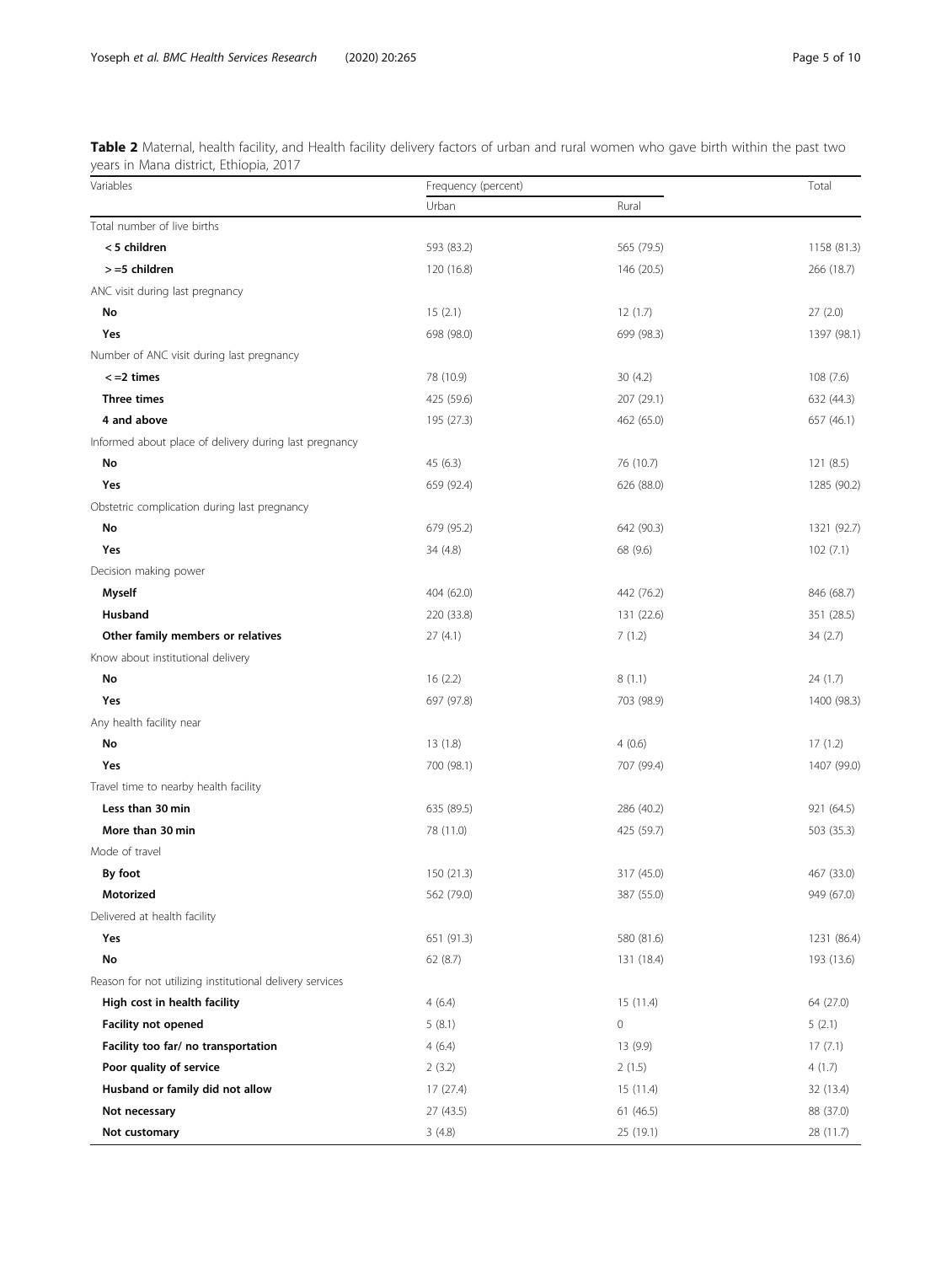**Table 2** Maternal, health facility, and Health facility delivery factors of urban and rural women who gave birth within the past two years in Mana district, Ethiopia, 2017

| Variables | Frequency (percent) | | Total |
|---|---|---|---|
| | Urban | Rural | |
| Total number of live births | | | |
| **< 5 children** | 593 (83.2) | 565 (79.5) | 1158 (81.3) |
| **> =5 children** | 120 (16.8) | 146 (20.5) | 266 (18.7) |
| ANC visit during last pregnancy | | | |
| **No** | 15 (2.1) | 12 (1.7) | 27 (2.0) |
| **Yes** | 698 (98.0) | 699 (98.3) | 1397 (98.1) |
| Number of ANC visit during last pregnancy | | | |
| **< =2 times** | 78 (10.9) | 30 (4.2) | 108 (7.6) |
| **Three times** | 425 (59.6) | 207 (29.1) | 632 (44.3) |
| **4 and above** | 195 (27.3) | 462 (65.0) | 657 (46.1) |
| Informed about place of delivery during last pregnancy | | | |
| **No** | 45 (6.3) | 76 (10.7) | 121 (8.5) |
| **Yes** | 659 (92.4) | 626 (88.0) | 1285 (90.2) |
| Obstetric complication during last pregnancy | | | |
| **No** | 679 (95.2) | 642 (90.3) | 1321 (92.7) |
| **Yes** | 34 (4.8) | 68 (9.6) | 102 (7.1) |
| Decision making power | | | |
| **Myself** | 404 (62.0) | 442 (76.2) | 846 (68.7) |
| **Husband** | 220 (33.8) | 131 (22.6) | 351 (28.5) |
| **Other family members or relatives** | 27 (4.1) | 7 (1.2) | 34 (2.7) |
| Know about institutional delivery | | | |
| **No** | 16 (2.2) | 8 (1.1) | 24 (1.7) |
| **Yes** | 697 (97.8) | 703 (98.9) | 1400 (98.3) |
| Any health facility near | | | |
| **No** | 13 (1.8) | 4 (0.6) | 17 (1.2) |
| **Yes** | 700 (98.1) | 707 (99.4) | 1407 (99.0) |
| Travel time to nearby health facility | | | |
| **Less than 30 min** | 635 (89.5) | 286 (40.2) | 921 (64.5) |
| **More than 30 min** | 78 (11.0) | 425 (59.7) | 503 (35.3) |
| Mode of travel | | | |
| **By foot** | 150 (21.3) | 317 (45.0) | 467 (33.0) |
| **Motorized** | 562 (79.0) | 387 (55.0) | 949 (67.0) |
| Delivered at health facility | | | |
| **Yes** | 651 (91.3) | 580 (81.6) | 1231 (86.4) |
| **No** | 62 (8.7) | 131 (18.4) | 193 (13.6) |
| Reason for not utilizing institutional delivery services | | | |
| **High cost in health facility** | 4 (6.4) | 15 (11.4) | 64 (27.0) |
| **Facility not opened** | 5 (8.1) | 0 | 5 (2.1) |
| **Facility too far/ no transportation** | 4 (6.4) | 13 (9.9) | 17 (7.1) |
| **Poor quality of service** | 2 (3.2) | 2 (1.5) | 4 (1.7) |
| **Husband or family did not allow** | 17 (27.4) | 15 (11.4) | 32 (13.4) |
| **Not necessary** | 27 (43.5) | 61 (46.5) | 88 (37.0) |
| **Not customary** | 3 (4.8) | 25 (19.1) | 28 (11.7) |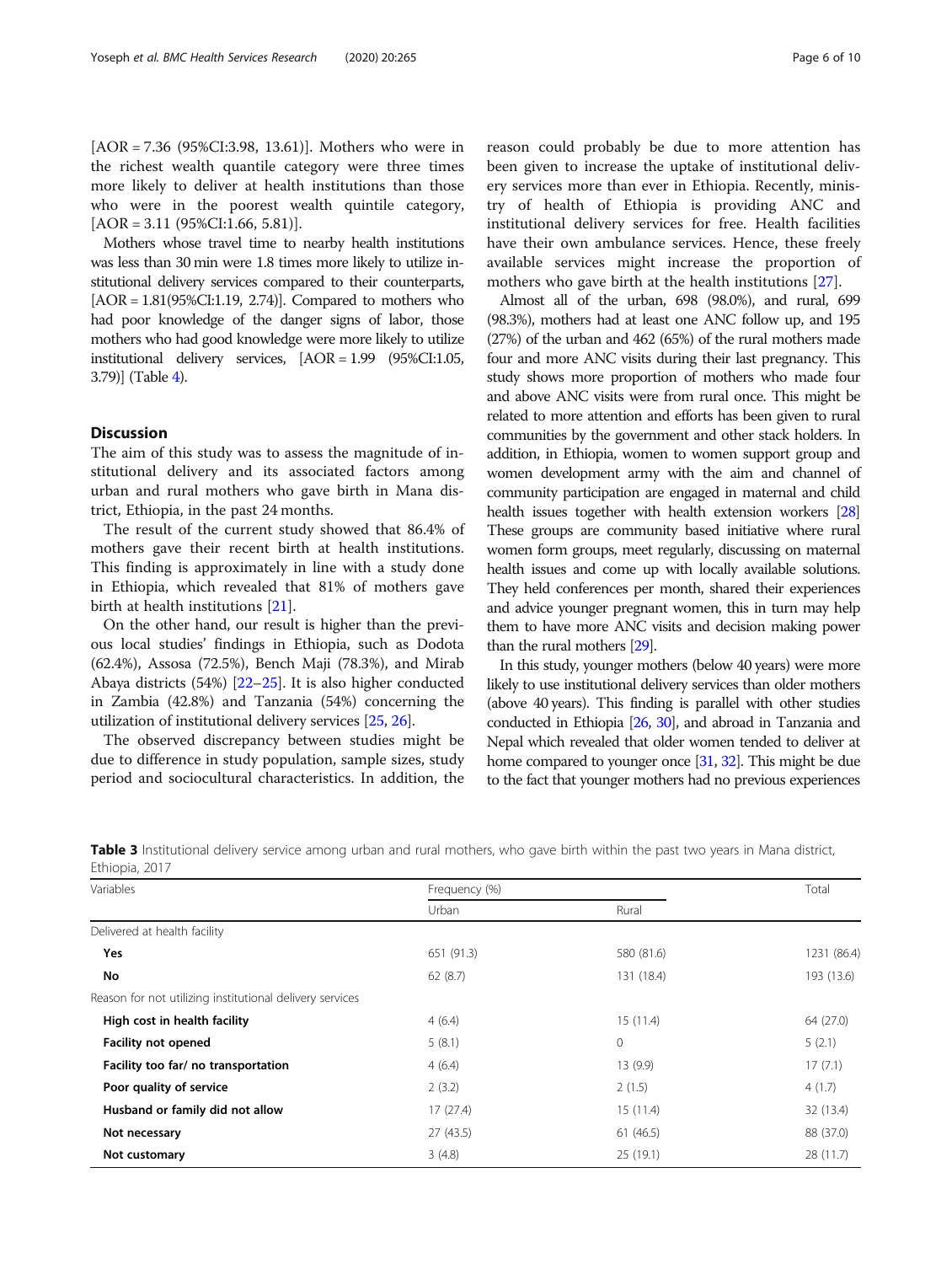[AOR = 7.36 (95%CI:3.98, 13.61)]. Mothers who were in the richest wealth quantile category were three times more likely to deliver at health institutions than those who were in the poorest wealth quintile category, [AOR = 3.11 (95%CI:1.66, 5.81)].

Mothers whose travel time to nearby health institutions was less than 30 min were 1.8 times more likely to utilize institutional delivery services compared to their counterparts, [AOR = 1.81(95%CI:1.19, 2.74)]. Compared to mothers who had poor knowledge of the danger signs of labor, those mothers who had good knowledge were more likely to utilize institutional delivery services, [AOR = 1.99 (95%CI:1.05, 3.79)] (Table 4).

## Discussion

The aim of this study was to assess the magnitude of institutional delivery and its associated factors among urban and rural mothers who gave birth in Mana district, Ethiopia, in the past 24 months.

The result of the current study showed that 86.4% of mothers gave their recent birth at health institutions. This finding is approximately in line with a study done in Ethiopia, which revealed that 81% of mothers gave birth at health institutions [21].

On the other hand, our result is higher than the previous local studies' findings in Ethiopia, such as Dodota (62.4%), Assosa (72.5%), Bench Maji (78.3%), and Mirab Abaya districts (54%) [22–25]. It is also higher conducted in Zambia (42.8%) and Tanzania (54%) concerning the utilization of institutional delivery services [25, 26].

The observed discrepancy between studies might be due to difference in study population, sample sizes, study period and sociocultural characteristics. In addition, the reason could probably be due to more attention has been given to increase the uptake of institutional delivery services more than ever in Ethiopia. Recently, ministry of health of Ethiopia is providing ANC and institutional delivery services for free. Health facilities have their own ambulance services. Hence, these freely available services might increase the proportion of mothers who gave birth at the health institutions [27].

Almost all of the urban, 698 (98.0%), and rural, 699 (98.3%), mothers had at least one ANC follow up, and 195 (27%) of the urban and 462 (65%) of the rural mothers made four and more ANC visits during their last pregnancy. This study shows more proportion of mothers who made four and above ANC visits were from rural once. This might be related to more attention and efforts has been given to rural communities by the government and other stack holders. In addition, in Ethiopia, women to women support group and women development army with the aim and channel of community participation are engaged in maternal and child health issues together with health extension workers [28] These groups are community based initiative where rural women form groups, meet regularly, discussing on maternal health issues and come up with locally available solutions. They held conferences per month, shared their experiences and advice younger pregnant women, this in turn may help them to have more ANC visits and decision making power than the rural mothers [29].

In this study, younger mothers (below 40 years) were more likely to use institutional delivery services than older mothers (above 40 years). This finding is parallel with other studies conducted in Ethiopia [26, 30], and abroad in Tanzania and Nepal which revealed that older women tended to deliver at home compared to younger once [31, 32]. This might be due to the fact that younger mothers had no previous experiences

**Table 3** Institutional delivery service among urban and rural mothers, who gave birth within the past two years in Mana district, Ethiopia, 2017

| Variables | Frequency (%) | | Total |
|---|---|---|---|
| | Urban | Rural | |
| Delivered at health facility | | | |
| **Yes** | 651 (91.3) | 580 (81.6) | 1231 (86.4) |
| **No** | 62 (8.7) | 131 (18.4) | 193 (13.6) |
| Reason for not utilizing institutional delivery services | | | |
| **High cost in health facility** | 4 (6.4) | 15 (11.4) | 64 (27.0) |
| **Facility not opened** | 5 (8.1) | 0 | 5 (2.1) |
| **Facility too far/ no transportation** | 4 (6.4) | 13 (9.9) | 17 (7.1) |
| **Poor quality of service** | 2 (3.2) | 2 (1.5) | 4 (1.7) |
| **Husband or family did not allow** | 17 (27.4) | 15 (11.4) | 32 (13.4) |
| **Not necessary** | 27 (43.5) | 61 (46.5) | 88 (37.0) |
| **Not customary** | 3 (4.8) | 25 (19.1) | 28 (11.7) |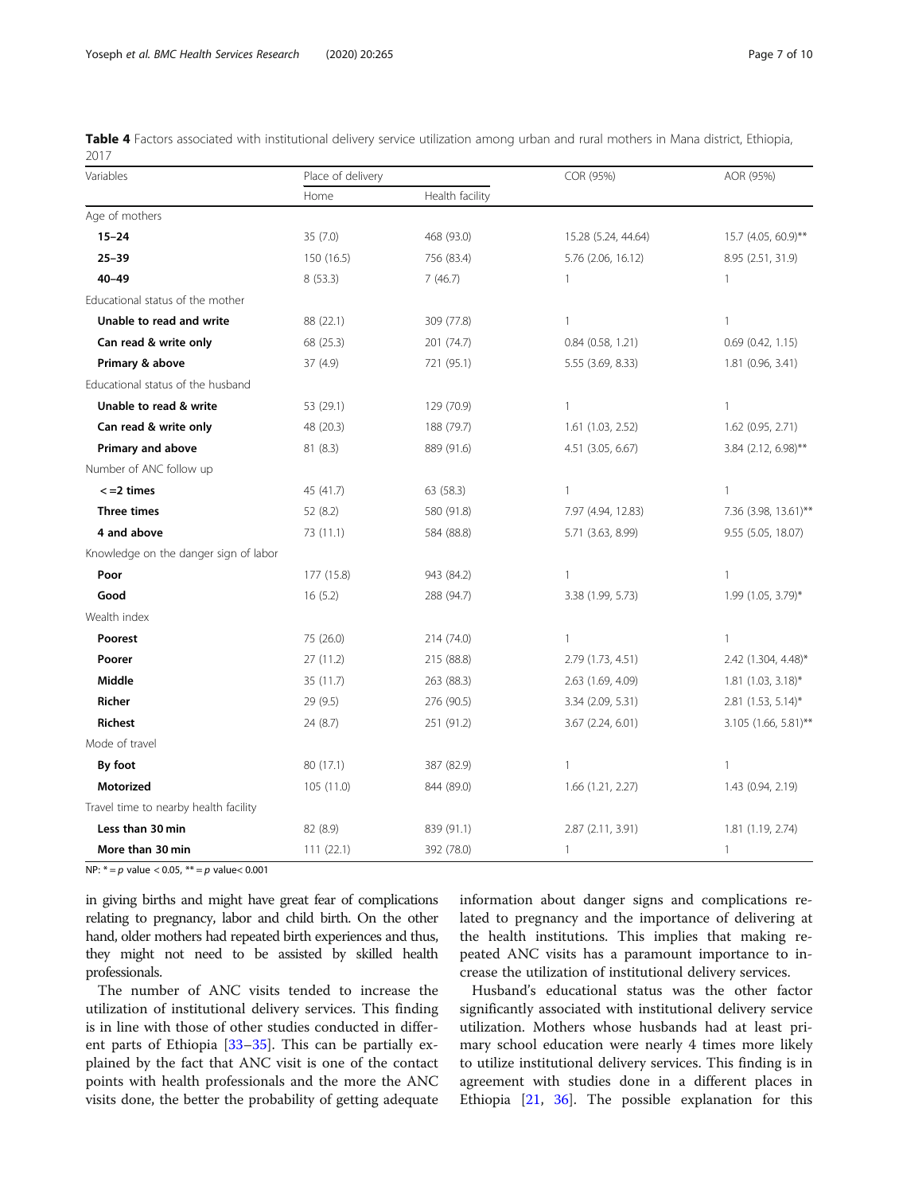**Table 4** Factors associated with institutional delivery service utilization among urban and rural mothers in Mana district, Ethiopia, 2017

| Variables | Place of delivery | | COR (95%) | AOR (95%) |
|---|---|---|---|---|
| | Home | Health facility | | |
| Age of mothers | | | | |
| **15–24** | 35 (7.0) | 468 (93.0) | 15.28 (5.24, 44.64) | 15.7 (4.05, 60.9)** |
| **25–39** | 150 (16.5) | 756 (83.4) | 5.76 (2.06, 16.12) | 8.95 (2.51, 31.9) |
| **40–49** | 8 (53.3) | 7 (46.7) | 1 | 1 |
| Educational status of the mother | | | | |
| **Unable to read and write** | 88 (22.1) | 309 (77.8) | 1 | 1 |
| **Can read & write only** | 68 (25.3) | 201 (74.7) | 0.84 (0.58, 1.21) | 0.69 (0.42, 1.15) |
| **Primary & above** | 37 (4.9) | 721 (95.1) | 5.55 (3.69, 8.33) | 1.81 (0.96, 3.41) |
| Educational status of the husband | | | | |
| **Unable to read & write** | 53 (29.1) | 129 (70.9) | 1 | 1 |
| **Can read & write only** | 48 (20.3) | 188 (79.7) | 1.61 (1.03, 2.52) | 1.62 (0.95, 2.71) |
| **Primary and above** | 81 (8.3) | 889 (91.6) | 4.51 (3.05, 6.67) | 3.84 (2.12, 6.98)** |
| Number of ANC follow up | | | | |
| **< =2 times** | 45 (41.7) | 63 (58.3) | 1 | 1 |
| **Three times** | 52 (8.2) | 580 (91.8) | 7.97 (4.94, 12.83) | 7.36 (3.98, 13.61)** |
| **4 and above** | 73 (11.1) | 584 (88.8) | 5.71 (3.63, 8.99) | 9.55 (5.05, 18.07) |
| Knowledge on the danger sign of labor | | | | |
| **Poor** | 177 (15.8) | 943 (84.2) | 1 | 1 |
| **Good** | 16 (5.2) | 288 (94.7) | 3.38 (1.99, 5.73) | 1.99 (1.05, 3.79)* |
| Wealth index | | | | |
| **Poorest** | 75 (26.0) | 214 (74.0) | 1 | 1 |
| **Poorer** | 27 (11.2) | 215 (88.8) | 2.79 (1.73, 4.51) | 2.42 (1.304, 4.48)* |
| **Middle** | 35 (11.7) | 263 (88.3) | 2.63 (1.69, 4.09) | 1.81 (1.03, 3.18)* |
| **Richer** | 29 (9.5) | 276 (90.5) | 3.34 (2.09, 5.31) | 2.81 (1.53, 5.14)* |
| **Richest** | 24 (8.7) | 251 (91.2) | 3.67 (2.24, 6.01) | 3.105 (1.66, 5.81)** |
| Mode of travel | | | | |
| **By foot** | 80 (17.1) | 387 (82.9) | 1 | 1 |
| **Motorized** | 105 (11.0) | 844 (89.0) | 1.66 (1.21, 2.27) | 1.43 (0.94, 2.19) |
| Travel time to nearby health facility | | | | |
| **Less than 30 min** | 82 (8.9) | 839 (91.1) | 2.87 (2.11, 3.91) | 1.81 (1.19, 2.74) |
| **More than 30 min** | 111 (22.1) | 392 (78.0) | 1 | 1 |

NP: * = $p$ value < 0.05, ** = $p$ value< 0.001

in giving births and might have great fear of complications relating to pregnancy, labor and child birth. On the other hand, older mothers had repeated birth experiences and thus, they might not need to be assisted by skilled health professionals.

The number of ANC visits tended to increase the utilization of institutional delivery services. This finding is in line with those of other studies conducted in different parts of Ethiopia [33–35]. This can be partially explained by the fact that ANC visit is one of the contact points with health professionals and the more the ANC visits done, the better the probability of getting adequate information about danger signs and complications related to pregnancy and the importance of delivering at the health institutions. This implies that making repeated ANC visits has a paramount importance to increase the utilization of institutional delivery services.

Husband's educational status was the other factor significantly associated with institutional delivery service utilization. Mothers whose husbands had at least primary school education were nearly 4 times more likely to utilize institutional delivery services. This finding is in agreement with studies done in a different places in Ethiopia [21, 36]. The possible explanation for this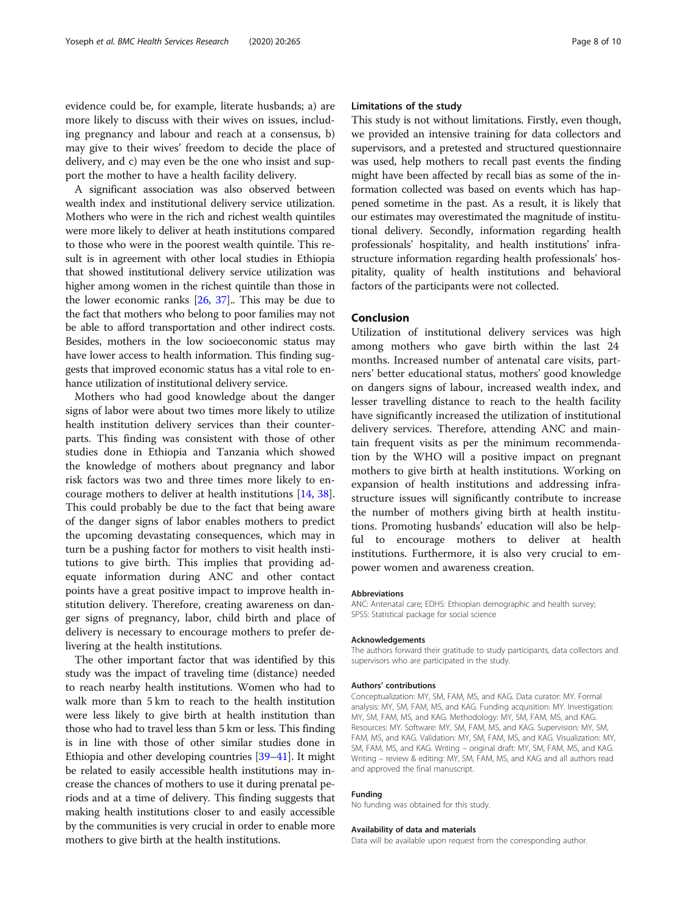evidence could be, for example, literate husbands; a) are more likely to discuss with their wives on issues, including pregnancy and labour and reach at a consensus, b) may give to their wives' freedom to decide the place of delivery, and c) may even be the one who insist and support the mother to have a health facility delivery.

A significant association was also observed between wealth index and institutional delivery service utilization. Mothers who were in the rich and richest wealth quintiles were more likely to deliver at heath institutions compared to those who were in the poorest wealth quintile. This result is in agreement with other local studies in Ethiopia that showed institutional delivery service utilization was higher among women in the richest quintile than those in the lower economic ranks [26, 37].. This may be due to the fact that mothers who belong to poor families may not be able to afford transportation and other indirect costs. Besides, mothers in the low socioeconomic status may have lower access to health information. This finding suggests that improved economic status has a vital role to enhance utilization of institutional delivery service.

Mothers who had good knowledge about the danger signs of labor were about two times more likely to utilize health institution delivery services than their counterparts. This finding was consistent with those of other studies done in Ethiopia and Tanzania which showed the knowledge of mothers about pregnancy and labor risk factors was two and three times more likely to encourage mothers to deliver at health institutions [14, 38]. This could probably be due to the fact that being aware of the danger signs of labor enables mothers to predict the upcoming devastating consequences, which may in turn be a pushing factor for mothers to visit health institutions to give birth. This implies that providing adequate information during ANC and other contact points have a great positive impact to improve health institution delivery. Therefore, creating awareness on danger signs of pregnancy, labor, child birth and place of delivery is necessary to encourage mothers to prefer delivering at the health institutions.

The other important factor that was identified by this study was the impact of traveling time (distance) needed to reach nearby health institutions. Women who had to walk more than 5 km to reach to the health institution were less likely to give birth at health institution than those who had to travel less than 5 km or less. This finding is in line with those of other similar studies done in Ethiopia and other developing countries [39–41]. It might be related to easily accessible health institutions may increase the chances of mothers to use it during prenatal periods and at a time of delivery. This finding suggests that making health institutions closer to and easily accessible by the communities is very crucial in order to enable more mothers to give birth at the health institutions.

### Limitations of the study

This study is not without limitations. Firstly, even though, we provided an intensive training for data collectors and supervisors, and a pretested and structured questionnaire was used, help mothers to recall past events the finding might have been affected by recall bias as some of the information collected was based on events which has happened sometime in the past. As a result, it is likely that our estimates may overestimated the magnitude of institutional delivery. Secondly, information regarding health professionals' hospitality, and health institutions' infrastructure information regarding health professionals' hospitality, quality of health institutions and behavioral factors of the participants were not collected.

## Conclusion

Utilization of institutional delivery services was high among mothers who gave birth within the last 24 months. Increased number of antenatal care visits, partners' better educational status, mothers' good knowledge on dangers signs of labour, increased wealth index, and lesser travelling distance to reach to the health facility have significantly increased the utilization of institutional delivery services. Therefore, attending ANC and maintain frequent visits as per the minimum recommendation by the WHO will a positive impact on pregnant mothers to give birth at health institutions. Working on expansion of health institutions and addressing infrastructure issues will significantly contribute to increase the number of mothers giving birth at health institutions. Promoting husbands' education will also be helpful to encourage mothers to deliver at health institutions. Furthermore, it is also very crucial to empower women and awareness creation.

#### Abbreviations

ANC: Antenatal care; EDHS: Ethiopian demographic and health survey; SPSS: Statistical package for social science

#### Acknowledgements

The authors forward their gratitude to study participants, data collectors and supervisors who are participated in the study.

#### Authors' contributions

Conceptualization: MY, SM, FAM, MS, and KAG. Data curator: MY. Formal analysis: MY, SM, FAM, MS, and KAG. Funding acquisition: MY. Investigation: MY, SM, FAM, MS, and KAG. Methodology: MY, SM, FAM, MS, and KAG. Resources: MY. Software: MY, SM, FAM, MS, and KAG. Supervision: MY, SM, FAM, MS, and KAG. Validation: MY, SM, FAM, MS, and KAG. Visualization: MY, SM, FAM, MS, and KAG. Writing – original draft: MY, SM, FAM, MS, and KAG. Writing – review & editing: MY, SM, FAM, MS, and KAG and all authors read and approved the final manuscript.

#### Funding

No funding was obtained for this study.

#### Availability of data and materials

Data will be available upon request from the corresponding author.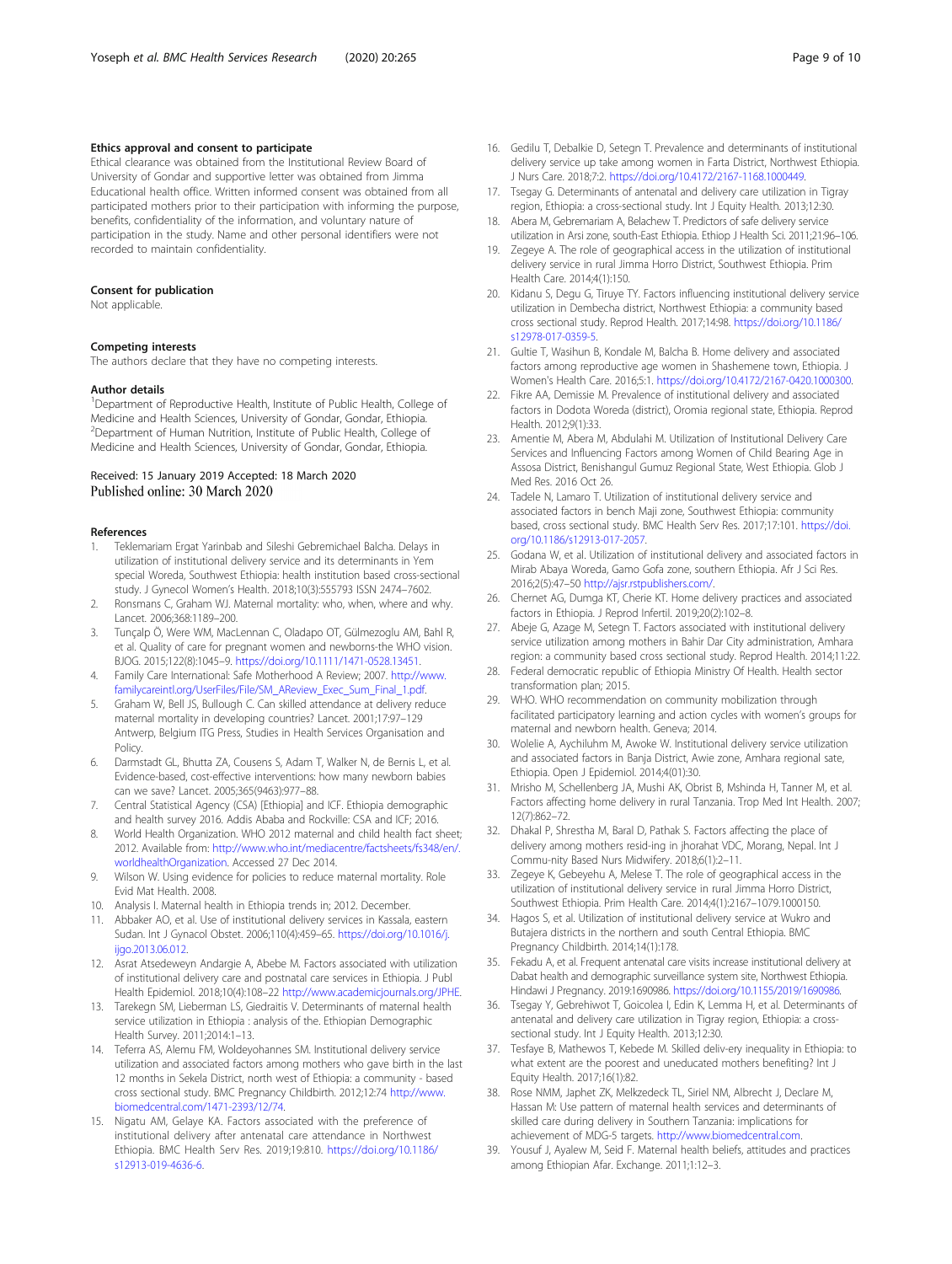### Ethics approval and consent to participate

Ethical clearance was obtained from the Institutional Review Board of University of Gondar and supportive letter was obtained from Jimma Educational health office. Written informed consent was obtained from all participated mothers prior to their participation with informing the purpose, benefits, confidentiality of the information, and voluntary nature of participation in the study. Name and other personal identifiers were not recorded to maintain confidentiality.

### Consent for publication

Not applicable.

### Competing interests

The authors declare that they have no competing interests.

### Author details

[1]Department of Reproductive Health, Institute of Public Health, College of Medicine and Health Sciences, University of Gondar, Gondar, Ethiopia. [2]Department of Human Nutrition, Institute of Public Health, College of Medicine and Health Sciences, University of Gondar, Gondar, Ethiopia.

Received: 15 January 2019 Accepted: 18 March 2020
Published online: 30 March 2020

### References

1. Teklemariam Ergat Yarinbab and Sileshi Gebremichael Balcha. Delays in utilization of institutional delivery service and its determinants in Yem special Woreda, Southwest Ethiopia: health institution based cross-sectional study. J Gynecol Women's Health. 2018;10(3):555793 ISSN 2474–7602.
2. Ronsmans C, Graham WJ. Maternal mortality: who, when, where and why. Lancet. 2006;368:1189–200.
3. Tunçalp Ö, Were WM, MacLennan C, Oladapo OT, Gülmezoglu AM, Bahl R, et al. Quality of care for pregnant women and newborns-the WHO vision. BJOG. 2015;122(8):1045–9. https://doi.org/10.1111/1471-0528.13451.
4. Family Care International: Safe Motherhood A Review; 2007. http://www.familycareintl.org/UserFiles/File/SM_AReview_Exec_Sum_Final_1.pdf.
5. Graham W, Bell JS, Bullough C. Can skilled attendance at delivery reduce maternal mortality in developing countries? Lancet. 2001;17:97–129 Antwerp, Belgium ITG Press, Studies in Health Services Organisation and Policy.
6. Darmstadt GL, Bhutta ZA, Cousens S, Adam T, Walker N, de Bernis L, et al. Evidence-based, cost-effective interventions: how many newborn babies can we save? Lancet. 2005;365(9463):977–88.
7. Central Statistical Agency (CSA) [Ethiopia] and ICF. Ethiopia demographic and health survey 2016. Addis Ababa and Rockville: CSA and ICF; 2016.
8. World Health Organization. WHO 2012 maternal and child health fact sheet; 2012. Available from: http://www.who.int/mediacentre/factsheets/fs348/en/. worldhealthOrganization. Accessed 27 Dec 2014.
9. Wilson W. Using evidence for policies to reduce maternal mortality. Role Evid Mat Health. 2008.
10. Analysis I. Maternal health in Ethiopia trends in; 2012. December.
11. Abbaker AO, et al. Use of institutional delivery services in Kassala, eastern Sudan. Int J Gynacol Obstet. 2006;110(4):459–65. https://doi.org/10.1016/j.ijgo.2013.06.012.
12. Asrat Atsedeweyn Andargie A, Abebe M. Factors associated with utilization of institutional delivery care and postnatal care services in Ethiopia. J Publ Health Epidemiol. 2018;10(4):108–22 http://www.academicjournals.org/JPHE.
13. Tarekegn SM, Lieberman LS, Giedraitis V. Determinants of maternal health service utilization in Ethiopia : analysis of the. Ethiopian Demographic Health Survey. 2011;2014:1–13.
14. Teferra AS, Alemu FM, Woldeyohannes SM. Institutional delivery service utilization and associated factors among mothers who gave birth in the last 12 months in Sekela District, north west of Ethiopia: a community - based cross sectional study. BMC Pregnancy Childbirth. 2012;12:74 http://www.biomedcentral.com/1471-2393/12/74.
15. Nigatu AM, Gelaye KA. Factors associated with the preference of institutional delivery after antenatal care attendance in Northwest Ethiopia. BMC Health Serv Res. 2019;19:810. https://doi.org/10.1186/s12913-019-4636-6.
16. Gedilu T, Debalkie D, Setegn T. Prevalence and determinants of institutional delivery service up take among women in Farta District, Northwest Ethiopia. J Nurs Care. 2018;7:2. https://doi.org/10.4172/2167-1168.1000449.
17. Tsegay G. Determinants of antenatal and delivery care utilization in Tigray region, Ethiopia: a cross-sectional study. Int J Equity Health. 2013;12:30.
18. Abera M, Gebremariam A, Belachew T. Predictors of safe delivery service utilization in Arsi zone, south-East Ethiopia. Ethiop J Health Sci. 2011;21:96–106.
19. Zegeye A. The role of geographical access in the utilization of institutional delivery service in rural Jimma Horro District, Southwest Ethiopia. Prim Health Care. 2014;4(1):150.
20. Kidanu S, Degu G, Tiruye TY. Factors influencing institutional delivery service utilization in Dembecha district, Northwest Ethiopia: a community based cross sectional study. Reprod Health. 2017;14:98. https://doi.org/10.1186/s12978-017-0359-5.
21. Gultie T, Wasihun B, Kondale M, Balcha B. Home delivery and associated factors among reproductive age women in Shashemene town, Ethiopia. J Women's Health Care. 2016;5:1. https://doi.org/10.4172/2167-0420.1000300.
22. Fikre AA, Demissie M. Prevalence of institutional delivery and associated factors in Dodota Woreda (district), Oromia regional state, Ethiopia. Reprod Health. 2012;9(1):33.
23. Amentie M, Abera M, Abdulahi M. Utilization of Institutional Delivery Care Services and Influencing Factors among Women of Child Bearing Age in Assosa District, Benishangul Gumuz Regional State, West Ethiopia. Glob J Med Res. 2016 Oct 26.
24. Tadele N, Lamaro T. Utilization of institutional delivery service and associated factors in bench Maji zone, Southwest Ethiopia: community based, cross sectional study. BMC Health Serv Res. 2017;17:101. https://doi.org/10.1186/s12913-017-2057.
25. Godana W, et al. Utilization of institutional delivery and associated factors in Mirab Abaya Woreda, Gamo Gofa zone, southern Ethiopia. Afr J Sci Res. 2016;2(5):47–50 http://ajsr.rstpublishers.com/.
26. Chernet AG, Dumga KT, Cherie KT. Home delivery practices and associated factors in Ethiopia. J Reprod Infertil. 2019;20(2):102–8.
27. Abeje G, Azage M, Setegn T. Factors associated with institutional delivery service utilization among mothers in Bahir Dar City administration, Amhara region: a community based cross sectional study. Reprod Health. 2014;11:22.
28. Federal democratic republic of Ethiopia Ministry Of Health. Health sector transformation plan; 2015.
29. WHO. WHO recommendation on community mobilization through facilitated participatory learning and action cycles with women's groups for maternal and newborn health. Geneva; 2014.
30. Wolelie A, Aychiluhm M, Awoke W. Institutional delivery service utilization and associated factors in Banja District, Awie zone, Amhara regional sate, Ethiopia. Open J Epidemiol. 2014;4(01):30.
31. Mrisho M, Schellenberg JA, Mushi AK, Obrist B, Mshinda H, Tanner M, et al. Factors affecting home delivery in rural Tanzania. Trop Med Int Health. 2007;12(7):862–72.
32. Dhakal P, Shrestha M, Baral D, Pathak S. Factors affecting the place of delivery among mothers resid-ing in jhorahat VDC, Morang, Nepal. Int J Commu-nity Based Nurs Midwifery. 2018;6(1):2–11.
33. Zegeye K, Gebeyehu A, Melese T. The role of geographical access in the utilization of institutional delivery service in rural Jimma Horro District, Southwest Ethiopia. Prim Health Care. 2014;4(1):2167–1079.1000150.
34. Hagos S, et al. Utilization of institutional delivery service at Wukro and Butajera districts in the northern and south Central Ethiopia. BMC Pregnancy Childbirth. 2014;14(1):178.
35. Fekadu A, et al. Frequent antenatal care visits increase institutional delivery at Dabat health and demographic surveillance system site, Northwest Ethiopia. Hindawi J Pregnancy. 2019:1690986. https://doi.org/10.1155/2019/1690986.
36. Tsegay Y, Gebrehiwot T, Goicolea I, Edin K, Lemma H, et al. Determinants of antenatal and delivery care utilization in Tigray region, Ethiopia: a cross-sectional study. Int J Equity Health. 2013;12:30.
37. Tesfaye B, Mathewos T, Kebede M. Skilled deliv-ery inequality in Ethiopia: to what extent are the poorest and uneducated mothers benefiting? Int J Equity Health. 2017;16(1):82.
38. Rose NMM, Japhet ZK, Melkzedeck TL, Siriel NM, Albrecht J, Declare M, Hassan M: Use pattern of maternal health services and determinants of skilled care during delivery in Southern Tanzania: implications for achievement of MDG-5 targets. http://www.biomedcentral.com.
39. Yousuf J, Ayalew M, Seid F. Maternal health beliefs, attitudes and practices among Ethiopian Afar. Exchange. 2011;1:12–3.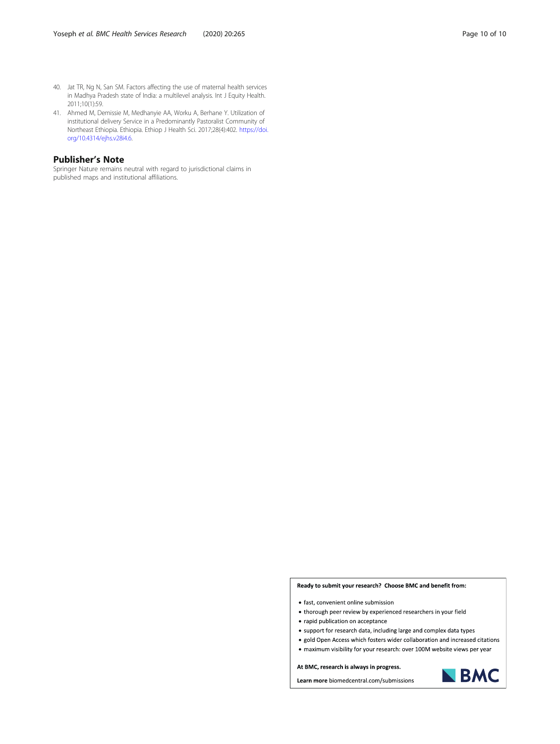40. Jat TR, Ng N, San SM. Factors affecting the use of maternal health services in Madhya Pradesh state of India: a multilevel analysis. Int J Equity Health. 2011;10(1):59.
41. Ahmed M, Demissie M, Medhanyie AA, Worku A, Berhane Y. Utilization of institutional delivery Service in a Predominantly Pastoralist Community of Northeast Ethiopia. Ethiopia. Ethiop J Health Sci. 2017;28(4):402. https://doi.org/10.4314/ejhs.v28i4.6.

## Publisher's Note

Springer Nature remains neutral with regard to jurisdictional claims in published maps and institutional affiliations.

**Ready to submit your research? Choose BMC and benefit from:**

- fast, convenient online submission
- thorough peer review by experienced researchers in your field
- rapid publication on acceptance
- support for research data, including large and complex data types
- gold Open Access which fosters wider collaboration and increased citations
- maximum visibility for your research: over 100M website views per year

**At BMC, research is always in progress.**

**Learn more** biomedcentral.com/submissions

BMC